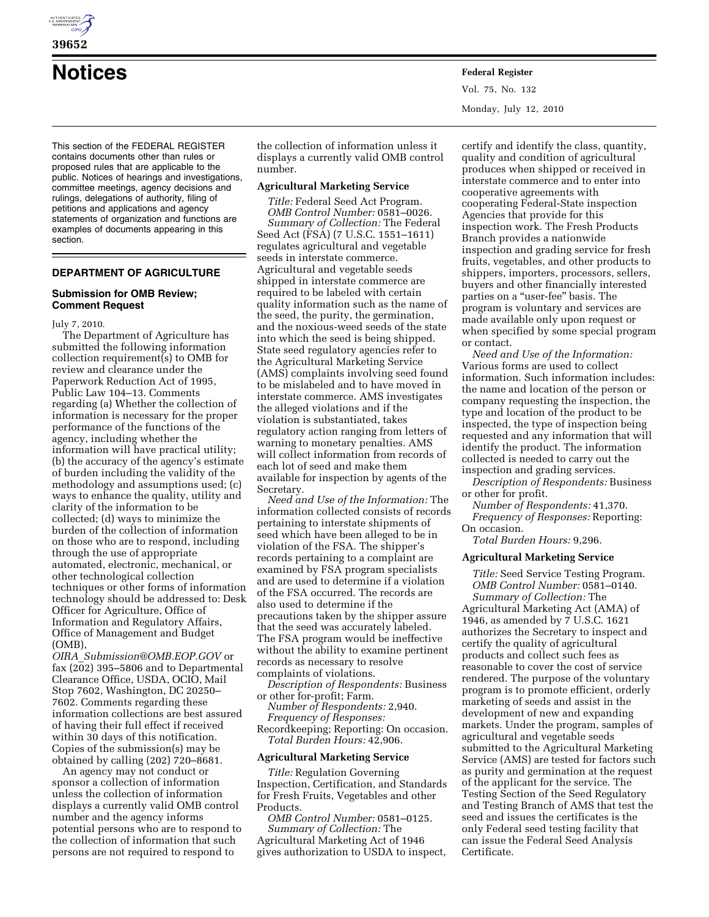# Notices

This section of the FEDERAL REGISTER contains documents other than rules or proposed rules that are applicable to the public. Notices of hearings and investigations, committee meetings, agency decisions and rulings, delegations of authority, filing of petitions and applications and agency statements of organization and functions are examples of documents appearing in this section.

## DEPARTMENT OF AGRICULTURE

### Submission for OMB Review; Comment Request

July 7, 2010.

The Department of Agriculture has submitted the following information collection requirement(s) to OMB for review and clearance under the Paperwork Reduction Act of 1995, Public Law 104–13. Comments regarding (a) Whether the collection of information is necessary for the proper performance of the functions of the agency, including whether the information will have practical utility; (b) the accuracy of the agency's estimate of burden including the validity of the methodology and assumptions used; (c) ways to enhance the quality, utility and clarity of the information to be collected; (d) ways to minimize the burden of the collection of information on those who are to respond, including through the use of appropriate automated, electronic, mechanical, or other technological collection techniques or other forms of information technology should be addressed to: Desk Officer for Agriculture, Office of Information and Regulatory Affairs, Office of Management and Budget (OMB), *OIRA_Submission@OMB.EOP.GOV* or fax (202) 395–5806 and to Departmental Clearance Office, USDA, OCIO, Mail Stop 7602, Washington, DC 20250–7602. Comments regarding these information collections are best assured of having their full effect if received within 30 days of this notification. Copies of the submission(s) may be obtained by calling (202) 720–8681.

An agency may not conduct or sponsor a collection of information unless the collection of information displays a currently valid OMB control number and the agency informs potential persons who are to respond to the collection of information that such persons are not required to respond to the collection of information unless it displays a currently valid OMB control number.

#### Agricultural Marketing Service

*Title:* Federal Seed Act Program.

*OMB Control Number:* 0581–0026.

*Summary of Collection:* The Federal Seed Act (FSA) (7 U.S.C. 1551–1611) regulates agricultural and vegetable seeds in interstate commerce. Agricultural and vegetable seeds shipped in interstate commerce are required to be labeled with certain quality information such as the name of the seed, the purity, the germination, and the noxious-weed seeds of the state into which the seed is being shipped. State seed regulatory agencies refer to the Agricultural Marketing Service (AMS) complaints involving seed found to be mislabeled and to have moved in interstate commerce. AMS investigates the alleged violations and if the violation is substantiated, takes regulatory action ranging from letters of warning to monetary penalties. AMS will collect information from records of each lot of seed and make them available for inspection by agents of the Secretary.

*Need and Use of the Information:* The information collected consists of records pertaining to interstate shipments of seed which have been alleged to be in violation of the FSA. The shipper's records pertaining to a complaint are examined by FSA program specialists and are used to determine if a violation of the FSA occurred. The records are also used to determine if the precautions taken by the shipper assure that the seed was accurately labeled. The FSA program would be ineffective without the ability to examine pertinent records as necessary to resolve complaints of violations.

*Description of Respondents:* Business or other for-profit; Farm.

*Number of Respondents:* 2,940.

*Frequency of Responses:* Recordkeeping; Reporting: On occasion.

*Total Burden Hours:* 42,906.

#### Agricultural Marketing Service

*Title:* Regulation Governing Inspection, Certification, and Standards for Fresh Fruits, Vegetables and other Products.

*OMB Control Number:* 0581–0125.

*Summary of Collection:* The Agricultural Marketing Act of 1946 gives authorization to USDA to inspect, certify and identify the class, quantity, quality and condition of agricultural produces when shipped or received in interstate commerce and to enter into cooperative agreements with cooperating Federal-State inspection Agencies that provide for this inspection work. The Fresh Products Branch provides a nationwide inspection and grading service for fresh fruits, vegetables, and other products to shippers, importers, processors, sellers, buyers and other financially interested parties on a "user-fee" basis. The program is voluntary and services are made available only upon request or when specified by some special program or contact.

*Need and Use of the Information:* Various forms are used to collect information. Such information includes: the name and location of the person or company requesting the inspection, the type and location of the product to be inspected, the type of inspection being requested and any information that will identify the product. The information collected is needed to carry out the inspection and grading services.

*Description of Respondents:* Business or other for profit.

*Number of Respondents:* 41,370.

*Frequency of Responses:* Reporting: On occasion.

*Total Burden Hours:* 9,296.

#### Agricultural Marketing Service

*Title:* Seed Service Testing Program.

*OMB Control Number:* 0581–0140.

*Summary of Collection:* The Agricultural Marketing Act (AMA) of 1946, as amended by 7 U.S.C. 1621 authorizes the Secretary to inspect and certify the quality of agricultural products and collect such fees as reasonable to cover the cost of service rendered. The purpose of the voluntary program is to promote efficient, orderly marketing of seeds and assist in the development of new and expanding markets. Under the program, samples of agricultural and vegetable seeds submitted to the Agricultural Marketing Service (AMS) are tested for factors such as purity and germination at the request of the applicant for the service. The Testing Section of the Seed Regulatory and Testing Branch of AMS that test the seed and issues the certificates is the only Federal seed testing facility that can issue the Federal Seed Analysis Certificate.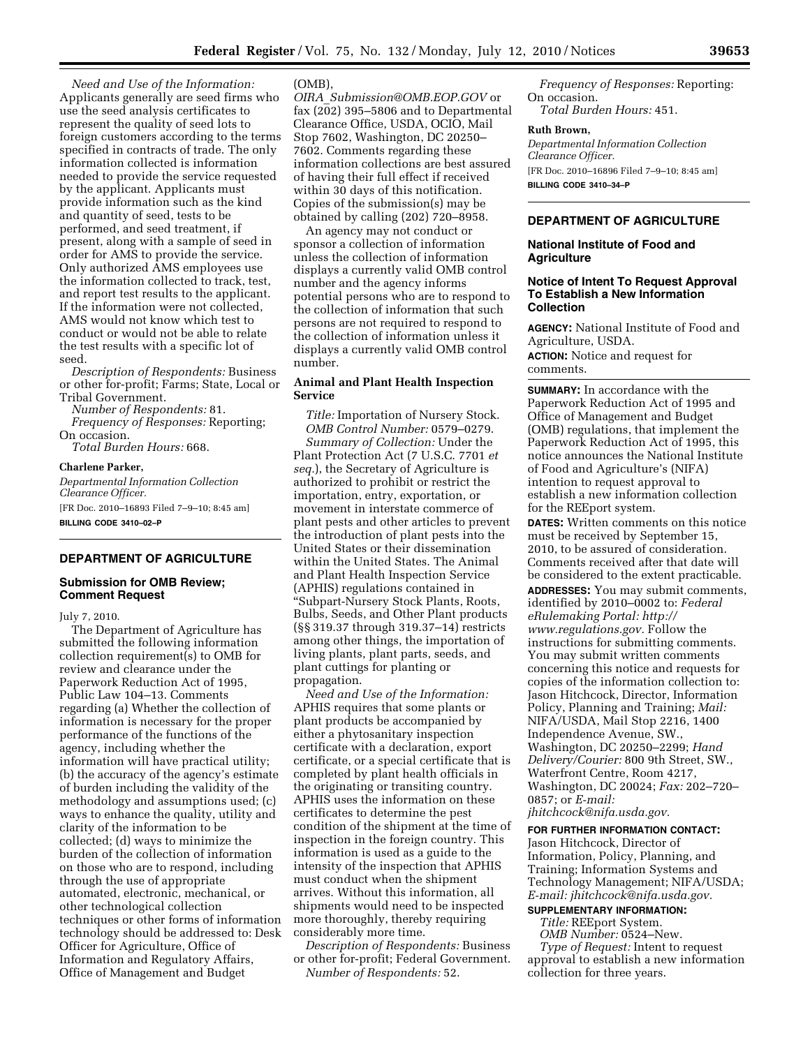*Need and Use of the Information:* Applicants generally are seed firms who use the seed analysis certificates to represent the quality of seed lots to foreign customers according to the terms specified in contracts of trade. The only information collected is information needed to provide the service requested by the applicant. Applicants must provide information such as the kind and quantity of seed, tests to be performed, and seed treatment, if present, along with a sample of seed in order for AMS to provide the service. Only authorized AMS employees use the information collected to track, test, and report test results to the applicant. If the information were not collected, AMS would not know which test to conduct or would not be able to relate the test results with a specific lot of seed.

*Description of Respondents:* Business or other for-profit; Farms; State, Local or Tribal Government.

*Number of Respondents:* 81.

*Frequency of Responses:* Reporting; On occasion.

*Total Burden Hours:* 668.

**Charlene Parker,**

*Departmental Information Collection Clearance Officer.*

[FR Doc. 2010–16893 Filed 7–9–10; 8:45 am]

**BILLING CODE 3410–02–P**

## DEPARTMENT OF AGRICULTURE

### Submission for OMB Review; Comment Request

July 7, 2010.

The Department of Agriculture has submitted the following information collection requirement(s) to OMB for review and clearance under the Paperwork Reduction Act of 1995, Public Law 104–13. Comments regarding (a) Whether the collection of information is necessary for the proper performance of the functions of the agency, including whether the information will have practical utility; (b) the accuracy of the agency's estimate of burden including the validity of the methodology and assumptions used; (c) ways to enhance the quality, utility and clarity of the information to be collected; (d) ways to minimize the burden of the collection of information on those who are to respond, including through the use of appropriate automated, electronic, mechanical, or other technological collection techniques or other forms of information technology should be addressed to: Desk Officer for Agriculture, Office of Information and Regulatory Affairs, Office of Management and Budget (OMB), *OIRA_Submission@OMB.EOP.GOV* or fax (202) 395–5806 and to Departmental Clearance Office, USDA, OCIO, Mail Stop 7602, Washington, DC 20250–7602. Comments regarding these information collections are best assured of having their full effect if received within 30 days of this notification. Copies of the submission(s) may be obtained by calling (202) 720–8958.

An agency may not conduct or sponsor a collection of information unless the collection of information displays a currently valid OMB control number and the agency informs potential persons who are to respond to the collection of information that such persons are not required to respond to the collection of information unless it displays a currently valid OMB control number.

### Animal and Plant Health Inspection Service

*Title:* Importation of Nursery Stock.

*OMB Control Number:* 0579–0279.

*Summary of Collection:* Under the Plant Protection Act (7 U.S.C. 7701 *et seq.*), the Secretary of Agriculture is authorized to prohibit or restrict the importation, entry, exportation, or movement in interstate commerce of plant pests and other articles to prevent the introduction of plant pests into the United States or their dissemination within the United States. The Animal and Plant Health Inspection Service (APHIS) regulations contained in "Subpart-Nursery Stock Plants, Roots, Bulbs, Seeds, and Other Plant products (§§ 319.37 through 319.37–14) restricts among other things, the importation of living plants, plant parts, seeds, and plant cuttings for planting or propagation.

*Need and Use of the Information:* APHIS requires that some plants or plant products be accompanied by either a phytosanitary inspection certificate with a declaration, export certificate, or a special certificate that is completed by plant health officials in the originating or transiting country. APHIS uses the information on these certificates to determine the pest condition of the shipment at the time of inspection in the foreign country. This information is used as a guide to the intensity of the inspection that APHIS must conduct when the shipment arrives. Without this information, all shipments would need to be inspected more thoroughly, thereby requiring considerably more time.

*Description of Respondents:* Business or other for-profit; Federal Government.

*Number of Respondents:* 52.

*Frequency of Responses:* Reporting: On occasion.

*Total Burden Hours:* 451.

**Ruth Brown,**

*Departmental Information Collection Clearance Officer.*

[FR Doc. 2010–16896 Filed 7–9–10; 8:45 am]

**BILLING CODE 3410–34–P**

## DEPARTMENT OF AGRICULTURE

### National Institute of Food and Agriculture

### Notice of Intent To Request Approval To Establish a New Information Collection

**AGENCY:** National Institute of Food and Agriculture, USDA.

**ACTION:** Notice and request for comments.

**SUMMARY:** In accordance with the Paperwork Reduction Act of 1995 and Office of Management and Budget (OMB) regulations, that implement the Paperwork Reduction Act of 1995, this notice announces the National Institute of Food and Agriculture's (NIFA) intention to request approval to establish a new information collection for the REEport system.

**DATES:** Written comments on this notice must be received by September 15, 2010, to be assured of consideration. Comments received after that date will be considered to the extent practicable.

**ADDRESSES:** You may submit comments, identified by 2010–0002 to: *Federal eRulemaking Portal: http://www.regulations.gov.* Follow the instructions for submitting comments. You may submit written comments concerning this notice and requests for copies of the information collection to: Jason Hitchcock, Director, Information Policy, Planning and Training; *Mail:* NIFA/USDA, Mail Stop 2216, 1400 Independence Avenue, SW., Washington, DC 20250–2299; *Hand Delivery/Courier:* 800 9th Street, SW., Waterfront Centre, Room 4217, Washington, DC 20024; *Fax:* 202–720–0857; or *E-mail: jhitchcock@nifa.usda.gov.*

**FOR FURTHER INFORMATION CONTACT:** Jason Hitchcock, Director of Information, Policy, Planning, and Training; Information Systems and Technology Management; NIFA/USDA; *E-mail: jhitchcock@nifa.usda.gov.*

**SUPPLEMENTARY INFORMATION:**

*Title:* REEport System.

*OMB Number:* 0524–New.

*Type of Request:* Intent to request approval to establish a new information collection for three years.